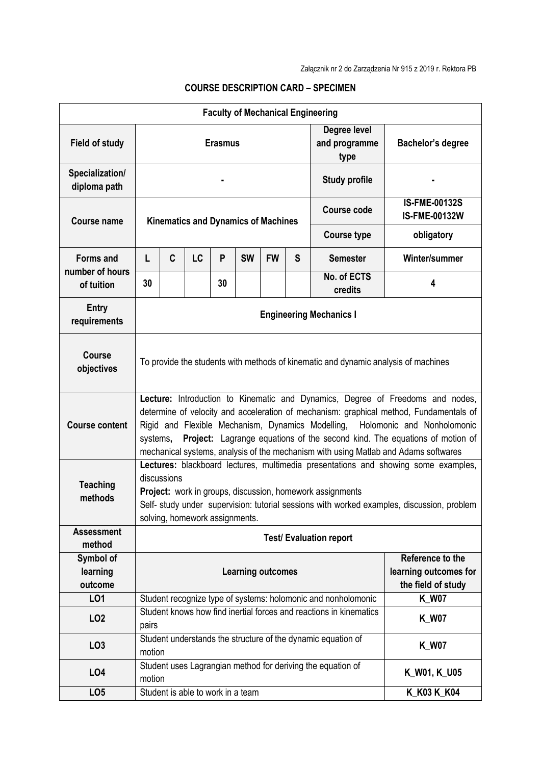Załącznik nr 2 do Zarządzenia Nr 915 z 2019 r. Rektora PB

**COURSE DESCRIPTION CARD – SPECIMEN**

| **Faculty of Mechanical Engineering** | | | | | | | | | |
|---|---|---|---|---|---|---|---|---|---|
| **Field of study** | **Erasmus** | | | | | | | **Degree level and programme type** | **Bachelor's degree** |
| **Specialization/ diploma path** | **-** | | | | | | | **Study profile** | **-** |
| **Course name** | **Kinematics and Dynamics of Machines** | | | | | | | **Course code** | **IS-FME-00132S IS-FME-00132W** |
| | | | | | | | | **Course type** | **obligatory** |
| **Forms and number of hours of tuition** | **L** | **C** | **LC** | **P** | **SW** | **FW** | **S** | **Semester** | **Winter/summer** |
| | **30** | | | **30** | | | | **No. of ECTS credits** | **4** |
| **Entry requirements** | **Engineering Mechanics I** | | | | | | | | |
| **Course objectives** | To provide the students with methods of kinematic and dynamic analysis of machines | | | | | | | | |
| **Course content** | **Lecture:** Introduction to Kinematic and Dynamics, Degree of Freedoms and nodes, determine of velocity and acceleration of mechanism: graphical method, Fundamentals of Rigid and Flexible Mechanism, Dynamics Modelling, Holomonic and Nonholonomic systems, **Project:** Lagrange equations of the second kind. The equations of motion of mechanical systems, analysis of the mechanism with using Matlab and Adams softwares | | | | | | | | |
| **Teaching methods** | **Lectures:** blackboard lectures, multimedia presentations and showing some examples, discussions<br>**Project:** work in groups, discussion, homework assignments<br>Self- study under supervision: tutorial sessions with worked examples, discussion, problem solving, homework assignments. | | | | | | | | |
| **Assessment method** | **Test/ Evaluation report** | | | | | | | | |
| **Symbol of learning outcome** | **Learning outcomes** | | | | | | | | **Reference to the learning outcomes for the field of study** |
| **LO1** | Student recognize type of systems: holomonic and nonholonomic | | | | | | | | **K_W07** |
| **LO2** | Student knows how find inertial forces and reactions in kinematics pairs | | | | | | | | **K_W07** |
| **LO3** | Student understands the structure of the dynamic equation of motion | | | | | | | | **K_W07** |
| **LO4** | Student uses Lagrangian method for deriving the equation of motion | | | | | | | | **K_W01, K_U05** |
| **LO5** | Student is able to work in a team | | | | | | | | **K_K03 K_K04** |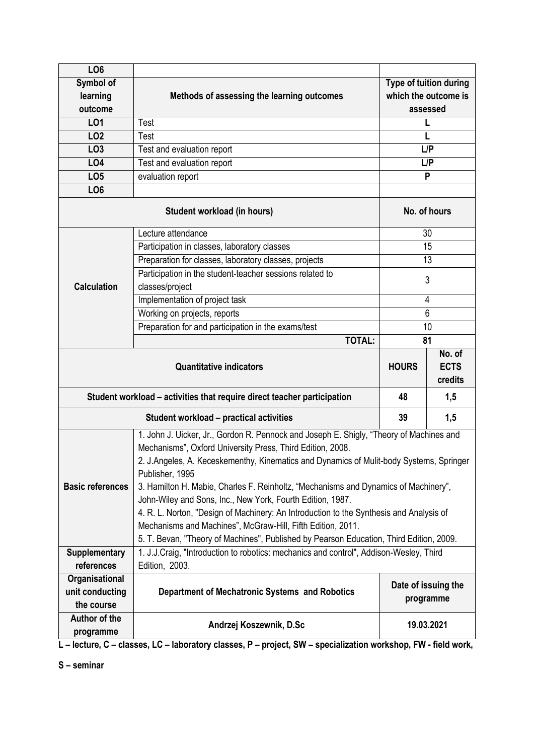| | | | |
|---|---|---|---|
| **LO6** | | | |
| **Symbol of learning outcome** | **Methods of assessing the learning outcomes** | **Type of tuition during which the outcome is assessed** | |
| **LO1** | Test | **L** | |
| **LO2** | Test | **L** | |
| **LO3** | Test and evaluation report | **L/P** | |
| **LO4** | Test and evaluation report | **L/P** | |
| **LO5** | evaluation report | **P** | |
| **LO6** | | | |
| **Student workload (in hours)** | | **No. of hours** | |
| **Calculation** | Lecture attendance | 30 | |
| | Participation in classes, laboratory classes | 15 | |
| | Preparation for classes, laboratory classes, projects | 13 | |
| | Participation in the student-teacher sessions related to classes/project | 3 | |
| | Implementation of project task | 4 | |
| | Working on projects, reports | 6 | |
| | Preparation for and participation in the exams/test | 10 | |
| | **TOTAL:** | **81** | |
| **Quantitative indicators** | | **HOURS** | **No. of ECTS credits** |
| **Student workload – activities that require direct teacher participation** | | **48** | **1,5** |
| **Student workload – practical activities** | | **39** | **1,5** |
| **Basic references** | 1. John J. Uicker, Jr., Gordon R. Pennock and Joseph E. Shigly, "Theory of Machines and Mechanisms", Oxford University Press, Third Edition, 2008.<br>2. J.Angeles, A. Keceskementhy, Kinematics and Dynamics of Mulit-body Systems, Springer Publisher, 1995<br>3. Hamilton H. Mabie, Charles F. Reinholtz, "Mechanisms and Dynamics of Machinery", John-Wiley and Sons, Inc., New York, Fourth Edition, 1987.<br>4. R. L. Norton, "Design of Machinery: An Introduction to the Synthesis and Analysis of Mechanisms and Machines", McGraw-Hill, Fifth Edition, 2011.<br>5. T. Bevan, "Theory of Machines", Published by Pearson Education, Third Edition, 2009. | | |
| **Supplementary references** | 1. J.J.Craig, "Introduction to robotics: mechanics and control", Addison-Wesley, Third Edition, 2003. | | |
| **Organisational unit conducting the course** | **Department of Mechatronic Systems and Robotics** | **Date of issuing the programme** | |
| **Author of the programme** | **Andrzej Koszewnik, D.Sc** | **19.03.2021** | |

**L – lecture, C – classes, LC – laboratory classes, P – project, SW – specialization workshop, FW - field work, S – seminar**